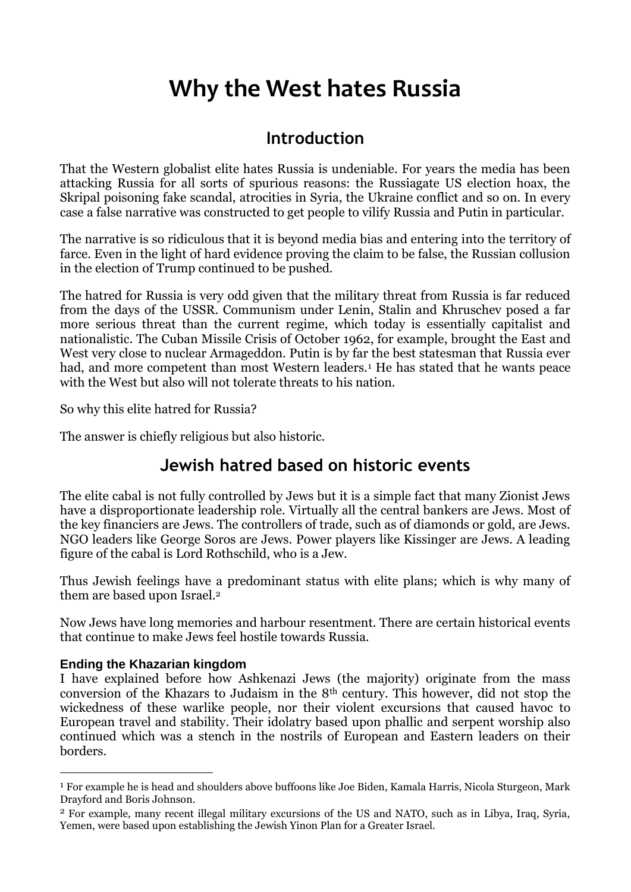# Why the West hates Russia

## Introduction

That the Western globalist elite hates Russia is undeniable. For years the media has been attacking Russia for all sorts of spurious reasons: the Russiagate US election hoax, the Skripal poisoning fake scandal, atrocities in Syria, the Ukraine conflict and so on. In every case a false narrative was constructed to get people to vilify Russia and Putin in particular.

The narrative is so ridiculous that it is beyond media bias and entering into the territory of farce. Even in the light of hard evidence proving the claim to be false, the Russian collusion in the election of Trump continued to be pushed.

The hatred for Russia is very odd given that the military threat from Russia is far reduced from the days of the USSR. Communism under Lenin, Stalin and Khruschev posed a far more serious threat than the current regime, which today is essentially capitalist and nationalistic. The Cuban Missile Crisis of October 1962, for example, brought the East and West very close to nuclear Armageddon. Putin is by far the best statesman that Russia ever had, and more competent than most Western leaders.[1] He has stated that he wants peace with the West but also will not tolerate threats to his nation.

So why this elite hatred for Russia?

The answer is chiefly religious but also historic.

## Jewish hatred based on historic events

The elite cabal is not fully controlled by Jews but it is a simple fact that many Zionist Jews have a disproportionate leadership role. Virtually all the central bankers are Jews. Most of the key financiers are Jews. The controllers of trade, such as of diamonds or gold, are Jews. NGO leaders like George Soros are Jews. Power players like Kissinger are Jews. A leading figure of the cabal is Lord Rothschild, who is a Jew.

Thus Jewish feelings have a predominant status with elite plans; which is why many of them are based upon Israel.[2]

Now Jews have long memories and harbour resentment. There are certain historical events that continue to make Jews feel hostile towards Russia.

### Ending the Khazarian kingdom

I have explained before how Ashkenazi Jews (the majority) originate from the mass conversion of the Khazars to Judaism in the 8th century. This however, did not stop the wickedness of these warlike people, nor their violent excursions that caused havoc to European travel and stability. Their idolatry based upon phallic and serpent worship also continued which was a stench in the nostrils of European and Eastern leaders on their borders.

---

[1] For example he is head and shoulders above buffoons like Joe Biden, Kamala Harris, Nicola Sturgeon, Mark Drayford and Boris Johnson.

[2] For example, many recent illegal military excursions of the US and NATO, such as in Libya, Iraq, Syria, Yemen, were based upon establishing the Jewish Yinon Plan for a Greater Israel.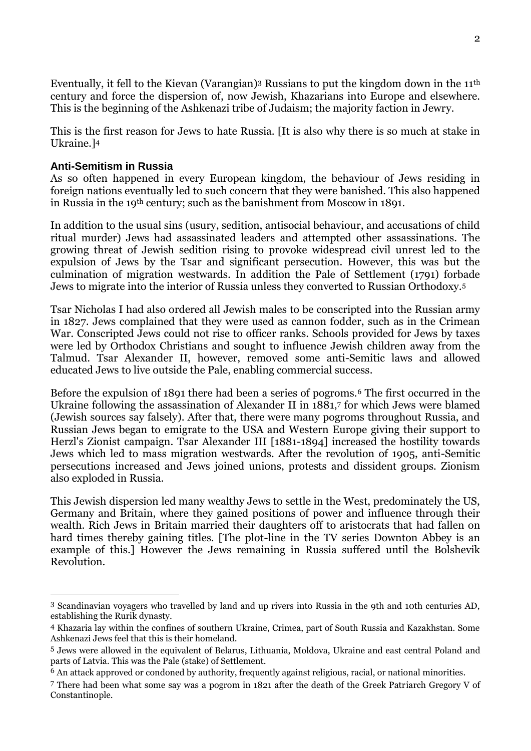Eventually, it fell to the Kievan (Varangian)[3] Russians to put the kingdom down in the 11th century and force the dispersion of, now Jewish, Khazarians into Europe and elsewhere. This is the beginning of the Ashkenazi tribe of Judaism; the majority faction in Jewry.

This is the first reason for Jews to hate Russia. [It is also why there is so much at stake in Ukraine.][4]

### Anti-Semitism in Russia

As so often happened in every European kingdom, the behaviour of Jews residing in foreign nations eventually led to such concern that they were banished. This also happened in Russia in the 19th century; such as the banishment from Moscow in 1891.

In addition to the usual sins (usury, sedition, antisocial behaviour, and accusations of child ritual murder) Jews had assassinated leaders and attempted other assassinations. The growing threat of Jewish sedition rising to provoke widespread civil unrest led to the expulsion of Jews by the Tsar and significant persecution. However, this was but the culmination of migration westwards. In addition the Pale of Settlement (1791) forbade Jews to migrate into the interior of Russia unless they converted to Russian Orthodoxy.[5]

Tsar Nicholas I had also ordered all Jewish males to be conscripted into the Russian army in 1827. Jews complained that they were used as cannon fodder, such as in the Crimean War. Conscripted Jews could not rise to officer ranks. Schools provided for Jews by taxes were led by Orthodox Christians and sought to influence Jewish children away from the Talmud. Tsar Alexander II, however, removed some anti-Semitic laws and allowed educated Jews to live outside the Pale, enabling commercial success.

Before the expulsion of 1891 there had been a series of pogroms.[6] The first occurred in the Ukraine following the assassination of Alexander II in 1881,[7] for which Jews were blamed (Jewish sources say falsely). After that, there were many pogroms throughout Russia, and Russian Jews began to emigrate to the USA and Western Europe giving their support to Herzl's Zionist campaign. Tsar Alexander III [1881-1894] increased the hostility towards Jews which led to mass migration westwards. After the revolution of 1905, anti-Semitic persecutions increased and Jews joined unions, protests and dissident groups. Zionism also exploded in Russia.

This Jewish dispersion led many wealthy Jews to settle in the West, predominately the US, Germany and Britain, where they gained positions of power and influence through their wealth. Rich Jews in Britain married their daughters off to aristocrats that had fallen on hard times thereby gaining titles. [The plot-line in the TV series Downton Abbey is an example of this.] However the Jews remaining in Russia suffered until the Bolshevik Revolution.

---

[3] Scandinavian voyagers who travelled by land and up rivers into Russia in the 9th and 10th centuries AD, establishing the Rurik dynasty.

[4] Khazaria lay within the confines of southern Ukraine, Crimea, part of South Russia and Kazakhstan. Some Ashkenazi Jews feel that this is their homeland.

[5] Jews were allowed in the equivalent of Belarus, Lithuania, Moldova, Ukraine and east central Poland and parts of Latvia. This was the Pale (stake) of Settlement.

[6] An attack approved or condoned by authority, frequently against religious, racial, or national minorities.

[7] There had been what some say was a pogrom in 1821 after the death of the Greek Patriarch Gregory V of Constantinople.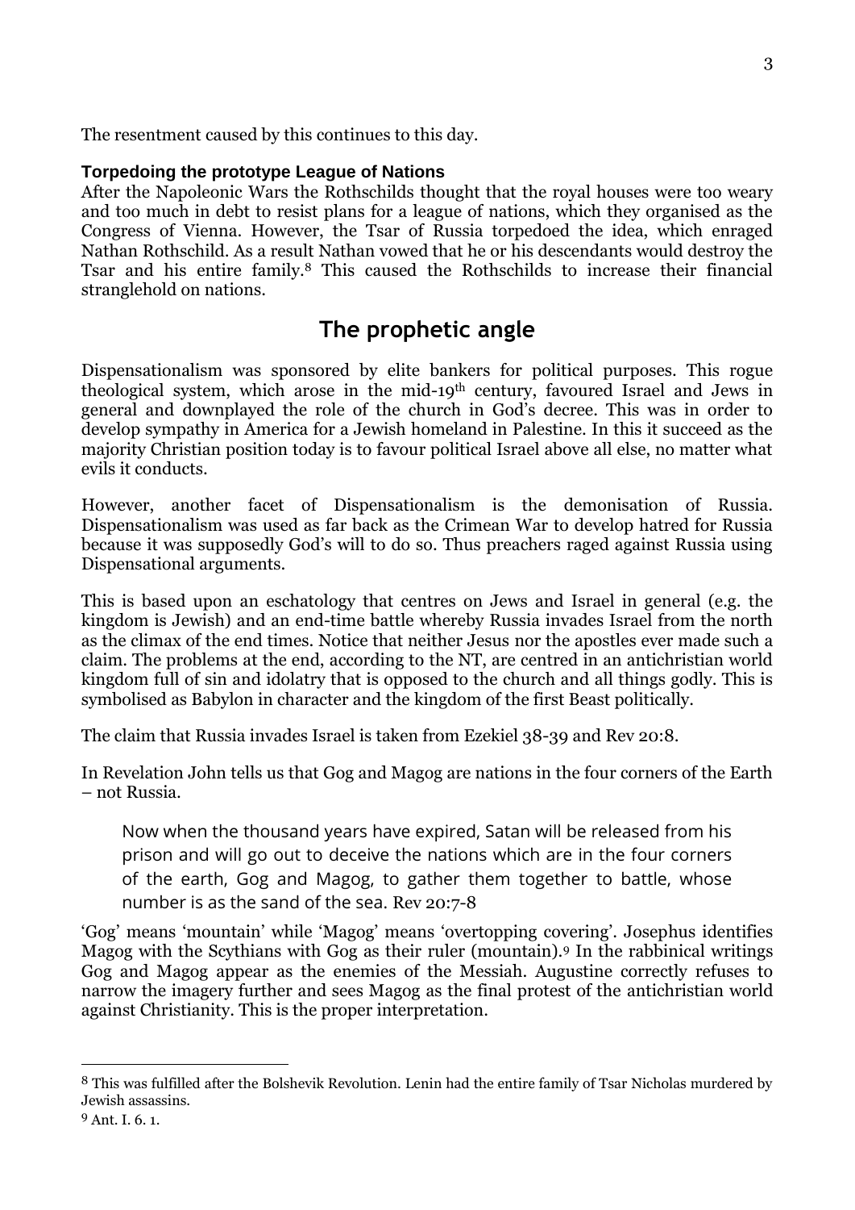The resentment caused by this continues to this day.

### Torpedoing the prototype League of Nations

After the Napoleonic Wars the Rothschilds thought that the royal houses were too weary and too much in debt to resist plans for a league of nations, which they organised as the Congress of Vienna. However, the Tsar of Russia torpedoed the idea, which enraged Nathan Rothschild. As a result Nathan vowed that he or his descendants would destroy the Tsar and his entire family.[8] This caused the Rothschilds to increase their financial stranglehold on nations.

## The prophetic angle

Dispensationalism was sponsored by elite bankers for political purposes. This rogue theological system, which arose in the mid-19th century, favoured Israel and Jews in general and downplayed the role of the church in God's decree. This was in order to develop sympathy in America for a Jewish homeland in Palestine. In this it succeed as the majority Christian position today is to favour political Israel above all else, no matter what evils it conducts.

However, another facet of Dispensationalism is the demonisation of Russia. Dispensationalism was used as far back as the Crimean War to develop hatred for Russia because it was supposedly God's will to do so. Thus preachers raged against Russia using Dispensational arguments.

This is based upon an eschatology that centres on Jews and Israel in general (e.g. the kingdom is Jewish) and an end-time battle whereby Russia invades Israel from the north as the climax of the end times. Notice that neither Jesus nor the apostles ever made such a claim. The problems at the end, according to the NT, are centred in an antichristian world kingdom full of sin and idolatry that is opposed to the church and all things godly. This is symbolised as Babylon in character and the kingdom of the first Beast politically.

The claim that Russia invades Israel is taken from Ezekiel 38-39 and Rev 20:8.

In Revelation John tells us that Gog and Magog are nations in the four corners of the Earth – not Russia.

> Now when the thousand years have expired, Satan will be released from his prison and will go out to deceive the nations which are in the four corners of the earth, Gog and Magog, to gather them together to battle, whose number is as the sand of the sea. Rev 20:7-8

'Gog' means 'mountain' while 'Magog' means 'overtopping covering'. Josephus identifies Magog with the Scythians with Gog as their ruler (mountain).[9] In the rabbinical writings Gog and Magog appear as the enemies of the Messiah. Augustine correctly refuses to narrow the imagery further and sees Magog as the final protest of the antichristian world against Christianity. This is the proper interpretation.

---

[8] This was fulfilled after the Bolshevik Revolution. Lenin had the entire family of Tsar Nicholas murdered by Jewish assassins.

[9] Ant. I. 6. 1.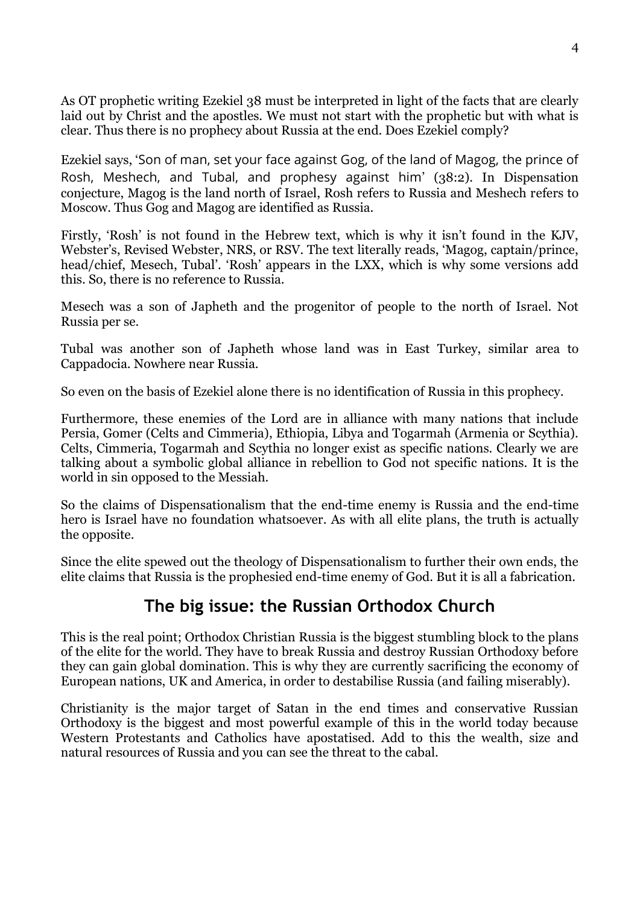As OT prophetic writing Ezekiel 38 must be interpreted in light of the facts that are clearly laid out by Christ and the apostles. We must not start with the prophetic but with what is clear. Thus there is no prophecy about Russia at the end. Does Ezekiel comply?

Ezekiel says, 'Son of man, set your face against Gog, of the land of Magog, the prince of Rosh, Meshech, and Tubal, and prophesy against him' (38:2). In Dispensation conjecture, Magog is the land north of Israel, Rosh refers to Russia and Meshech refers to Moscow. Thus Gog and Magog are identified as Russia.

Firstly, 'Rosh' is not found in the Hebrew text, which is why it isn't found in the KJV, Webster's, Revised Webster, NRS, or RSV. The text literally reads, 'Magog, captain/prince, head/chief, Mesech, Tubal'. 'Rosh' appears in the LXX, which is why some versions add this. So, there is no reference to Russia.

Mesech was a son of Japheth and the progenitor of people to the north of Israel. Not Russia per se.

Tubal was another son of Japheth whose land was in East Turkey, similar area to Cappadocia. Nowhere near Russia.

So even on the basis of Ezekiel alone there is no identification of Russia in this prophecy.

Furthermore, these enemies of the Lord are in alliance with many nations that include Persia, Gomer (Celts and Cimmeria), Ethiopia, Libya and Togarmah (Armenia or Scythia). Celts, Cimmeria, Togarmah and Scythia no longer exist as specific nations. Clearly we are talking about a symbolic global alliance in rebellion to God not specific nations. It is the world in sin opposed to the Messiah.

So the claims of Dispensationalism that the end-time enemy is Russia and the end-time hero is Israel have no foundation whatsoever. As with all elite plans, the truth is actually the opposite.

Since the elite spewed out the theology of Dispensationalism to further their own ends, the elite claims that Russia is the prophesied end-time enemy of God. But it is all a fabrication.

## The big issue: the Russian Orthodox Church

This is the real point; Orthodox Christian Russia is the biggest stumbling block to the plans of the elite for the world. They have to break Russia and destroy Russian Orthodoxy before they can gain global domination. This is why they are currently sacrificing the economy of European nations, UK and America, in order to destabilise Russia (and failing miserably).

Christianity is the major target of Satan in the end times and conservative Russian Orthodoxy is the biggest and most powerful example of this in the world today because Western Protestants and Catholics have apostatised. Add to this the wealth, size and natural resources of Russia and you can see the threat to the cabal.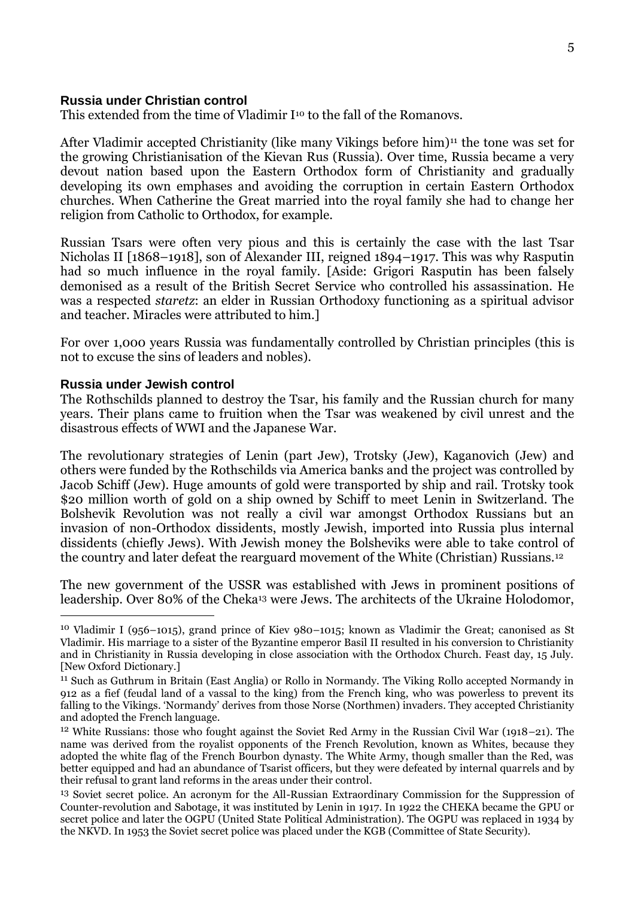## Russia under Christian control

This extended from the time of Vladimir I[10] to the fall of the Romanovs.

After Vladimir accepted Christianity (like many Vikings before him)[11] the tone was set for the growing Christianisation of the Kievan Rus (Russia). Over time, Russia became a very devout nation based upon the Eastern Orthodox form of Christianity and gradually developing its own emphases and avoiding the corruption in certain Eastern Orthodox churches. When Catherine the Great married into the royal family she had to change her religion from Catholic to Orthodox, for example.

Russian Tsars were often very pious and this is certainly the case with the last Tsar Nicholas II [1868–1918], son of Alexander III, reigned 1894–1917. This was why Rasputin had so much influence in the royal family. [Aside: Grigori Rasputin has been falsely demonised as a result of the British Secret Service who controlled his assassination. He was a respected *staretz*: an elder in Russian Orthodoxy functioning as a spiritual advisor and teacher. Miracles were attributed to him.]

For over 1,000 years Russia was fundamentally controlled by Christian principles (this is not to excuse the sins of leaders and nobles).

## Russia under Jewish control

The Rothschilds planned to destroy the Tsar, his family and the Russian church for many years. Their plans came to fruition when the Tsar was weakened by civil unrest and the disastrous effects of WWI and the Japanese War.

The revolutionary strategies of Lenin (part Jew), Trotsky (Jew), Kaganovich (Jew) and others were funded by the Rothschilds via America banks and the project was controlled by Jacob Schiff (Jew). Huge amounts of gold were transported by ship and rail. Trotsky took $20 million worth of gold on a ship owned by Schiff to meet Lenin in Switzerland. The Bolshevik Revolution was not really a civil war amongst Orthodox Russians but an invasion of non-Orthodox dissidents, mostly Jewish, imported into Russia plus internal dissidents (chiefly Jews). With Jewish money the Bolsheviks were able to take control of the country and later defeat the rearguard movement of the White (Christian) Russians.[12]

The new government of the USSR was established with Jews in prominent positions of leadership. Over 80% of the Cheka[13] were Jews. The architects of the Ukraine Holodomor,

---

[10] Vladimir I (956–1015), grand prince of Kiev 980–1015; known as Vladimir the Great; canonised as St Vladimir. His marriage to a sister of the Byzantine emperor Basil II resulted in his conversion to Christianity and in Christianity in Russia developing in close association with the Orthodox Church. Feast day, 15 July. [New Oxford Dictionary.]

[11] Such as Guthrum in Britain (East Anglia) or Rollo in Normandy. The Viking Rollo accepted Normandy in 912 as a fief (feudal land of a vassal to the king) from the French king, who was powerless to prevent its falling to the Vikings. 'Normandy' derives from those Norse (Northmen) invaders. They accepted Christianity and adopted the French language.

[12] White Russians: those who fought against the Soviet Red Army in the Russian Civil War (1918–21). The name was derived from the royalist opponents of the French Revolution, known as Whites, because they adopted the white flag of the French Bourbon dynasty. The White Army, though smaller than the Red, was better equipped and had an abundance of Tsarist officers, but they were defeated by internal quarrels and by their refusal to grant land reforms in the areas under their control.

[13] Soviet secret police. An acronym for the All-Russian Extraordinary Commission for the Suppression of Counter-revolution and Sabotage, it was instituted by Lenin in 1917. In 1922 the CHEKA became the GPU or secret police and later the OGPU (United State Political Administration). The OGPU was replaced in 1934 by the NKVD. In 1953 the Soviet secret police was placed under the KGB (Committee of State Security).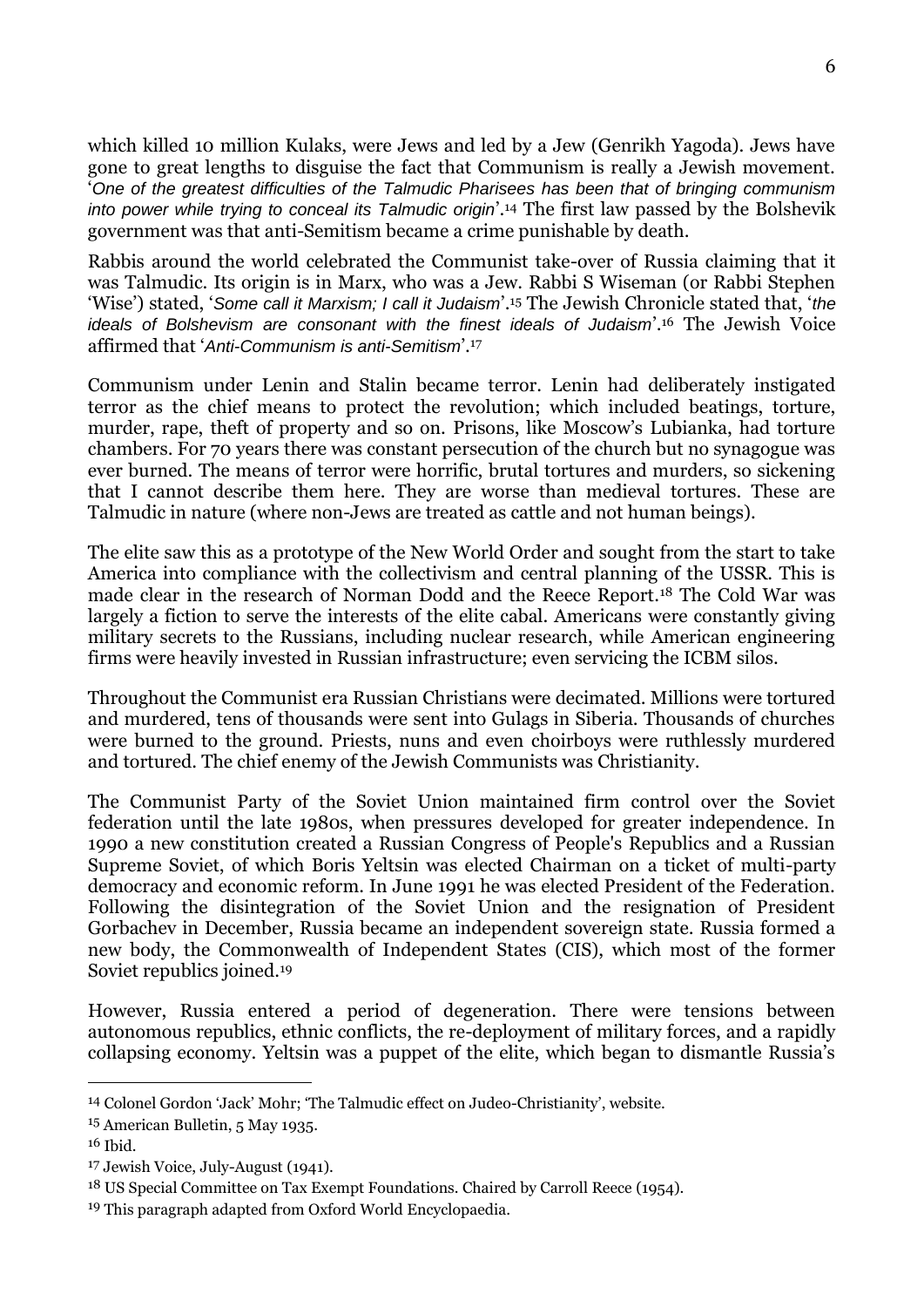which killed 10 million Kulaks, were Jews and led by a Jew (Genrikh Yagoda). Jews have gone to great lengths to disguise the fact that Communism is really a Jewish movement. '*One of the greatest difficulties of the Talmudic Pharisees has been that of bringing communism into power while trying to conceal its Talmudic origin*'.[14] The first law passed by the Bolshevik government was that anti-Semitism became a crime punishable by death.

Rabbis around the world celebrated the Communist take-over of Russia claiming that it was Talmudic. Its origin is in Marx, who was a Jew. Rabbi S Wiseman (or Rabbi Stephen 'Wise') stated, '*Some call it Marxism; I call it Judaism*'.[15] The Jewish Chronicle stated that, '*the ideals of Bolshevism are consonant with the finest ideals of Judaism*'.[16] The Jewish Voice affirmed that '*Anti-Communism is anti-Semitism*'.[17]

Communism under Lenin and Stalin became terror. Lenin had deliberately instigated terror as the chief means to protect the revolution; which included beatings, torture, murder, rape, theft of property and so on. Prisons, like Moscow's Lubianka, had torture chambers. For 70 years there was constant persecution of the church but no synagogue was ever burned. The means of terror were horrific, brutal tortures and murders, so sickening that I cannot describe them here. They are worse than medieval tortures. These are Talmudic in nature (where non-Jews are treated as cattle and not human beings).

The elite saw this as a prototype of the New World Order and sought from the start to take America into compliance with the collectivism and central planning of the USSR. This is made clear in the research of Norman Dodd and the Reece Report.[18] The Cold War was largely a fiction to serve the interests of the elite cabal. Americans were constantly giving military secrets to the Russians, including nuclear research, while American engineering firms were heavily invested in Russian infrastructure; even servicing the ICBM silos.

Throughout the Communist era Russian Christians were decimated. Millions were tortured and murdered, tens of thousands were sent into Gulags in Siberia. Thousands of churches were burned to the ground. Priests, nuns and even choirboys were ruthlessly murdered and tortured. The chief enemy of the Jewish Communists was Christianity.

The Communist Party of the Soviet Union maintained firm control over the Soviet federation until the late 1980s, when pressures developed for greater independence. In 1990 a new constitution created a Russian Congress of People's Republics and a Russian Supreme Soviet, of which Boris Yeltsin was elected Chairman on a ticket of multi-party democracy and economic reform. In June 1991 he was elected President of the Federation. Following the disintegration of the Soviet Union and the resignation of President Gorbachev in December, Russia became an independent sovereign state. Russia formed a new body, the Commonwealth of Independent States (CIS), which most of the former Soviet republics joined.[19]

However, Russia entered a period of degeneration. There were tensions between autonomous republics, ethnic conflicts, the re-deployment of military forces, and a rapidly collapsing economy. Yeltsin was a puppet of the elite, which began to dismantle Russia's

---

[14] Colonel Gordon 'Jack' Mohr; 'The Talmudic effect on Judeo-Christianity', website.

[15] American Bulletin, 5 May 1935.

[16] Ibid.

[17] Jewish Voice, July-August (1941).

[18] US Special Committee on Tax Exempt Foundations. Chaired by Carroll Reece (1954).

[19] This paragraph adapted from Oxford World Encyclopaedia.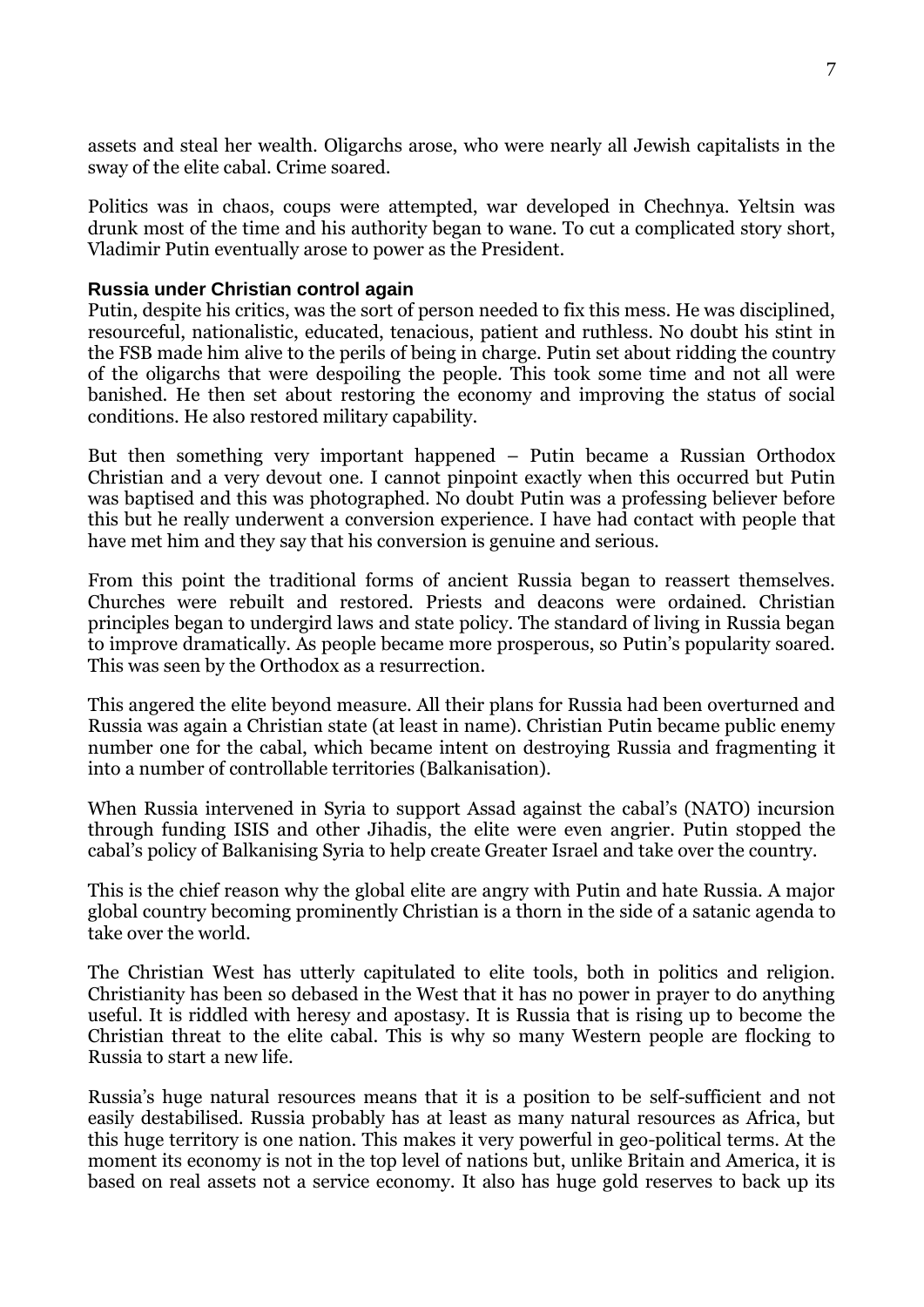assets and steal her wealth. Oligarchs arose, who were nearly all Jewish capitalists in the sway of the elite cabal. Crime soared.

Politics was in chaos, coups were attempted, war developed in Chechnya. Yeltsin was drunk most of the time and his authority began to wane. To cut a complicated story short, Vladimir Putin eventually arose to power as the President.

### Russia under Christian control again

Putin, despite his critics, was the sort of person needed to fix this mess. He was disciplined, resourceful, nationalistic, educated, tenacious, patient and ruthless. No doubt his stint in the FSB made him alive to the perils of being in charge. Putin set about ridding the country of the oligarchs that were despoiling the people. This took some time and not all were banished. He then set about restoring the economy and improving the status of social conditions. He also restored military capability.

But then something very important happened – Putin became a Russian Orthodox Christian and a very devout one. I cannot pinpoint exactly when this occurred but Putin was baptised and this was photographed. No doubt Putin was a professing believer before this but he really underwent a conversion experience. I have had contact with people that have met him and they say that his conversion is genuine and serious.

From this point the traditional forms of ancient Russia began to reassert themselves. Churches were rebuilt and restored. Priests and deacons were ordained. Christian principles began to undergird laws and state policy. The standard of living in Russia began to improve dramatically. As people became more prosperous, so Putin's popularity soared. This was seen by the Orthodox as a resurrection.

This angered the elite beyond measure. All their plans for Russia had been overturned and Russia was again a Christian state (at least in name). Christian Putin became public enemy number one for the cabal, which became intent on destroying Russia and fragmenting it into a number of controllable territories (Balkanisation).

When Russia intervened in Syria to support Assad against the cabal's (NATO) incursion through funding ISIS and other Jihadis, the elite were even angrier. Putin stopped the cabal's policy of Balkanising Syria to help create Greater Israel and take over the country.

This is the chief reason why the global elite are angry with Putin and hate Russia. A major global country becoming prominently Christian is a thorn in the side of a satanic agenda to take over the world.

The Christian West has utterly capitulated to elite tools, both in politics and religion. Christianity has been so debased in the West that it has no power in prayer to do anything useful. It is riddled with heresy and apostasy. It is Russia that is rising up to become the Christian threat to the elite cabal. This is why so many Western people are flocking to Russia to start a new life.

Russia's huge natural resources means that it is a position to be self-sufficient and not easily destabilised. Russia probably has at least as many natural resources as Africa, but this huge territory is one nation. This makes it very powerful in geo-political terms. At the moment its economy is not in the top level of nations but, unlike Britain and America, it is based on real assets not a service economy. It also has huge gold reserves to back up its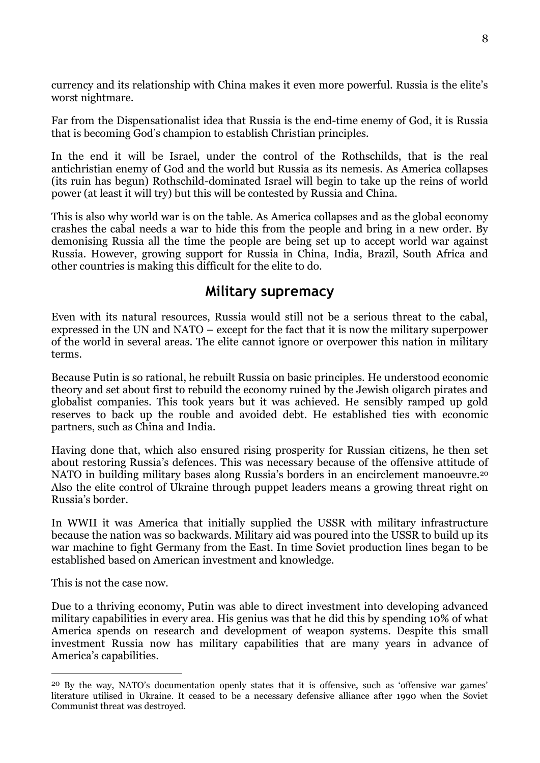currency and its relationship with China makes it even more powerful. Russia is the elite's worst nightmare.

Far from the Dispensationalist idea that Russia is the end-time enemy of God, it is Russia that is becoming God's champion to establish Christian principles.

In the end it will be Israel, under the control of the Rothschilds, that is the real antichristian enemy of God and the world but Russia as its nemesis. As America collapses (its ruin has begun) Rothschild-dominated Israel will begin to take up the reins of world power (at least it will try) but this will be contested by Russia and China.

This is also why world war is on the table. As America collapses and as the global economy crashes the cabal needs a war to hide this from the people and bring in a new order. By demonising Russia all the time the people are being set up to accept world war against Russia. However, growing support for Russia in China, India, Brazil, South Africa and other countries is making this difficult for the elite to do.

## Military supremacy

Even with its natural resources, Russia would still not be a serious threat to the cabal, expressed in the UN and NATO – except for the fact that it is now the military superpower of the world in several areas. The elite cannot ignore or overpower this nation in military terms.

Because Putin is so rational, he rebuilt Russia on basic principles. He understood economic theory and set about first to rebuild the economy ruined by the Jewish oligarch pirates and globalist companies. This took years but it was achieved. He sensibly ramped up gold reserves to back up the rouble and avoided debt. He established ties with economic partners, such as China and India.

Having done that, which also ensured rising prosperity for Russian citizens, he then set about restoring Russia's defences. This was necessary because of the offensive attitude of NATO in building military bases along Russia's borders in an encirclement manoeuvre.[20] Also the elite control of Ukraine through puppet leaders means a growing threat right on Russia's border.

In WWII it was America that initially supplied the USSR with military infrastructure because the nation was so backwards. Military aid was poured into the USSR to build up its war machine to fight Germany from the East. In time Soviet production lines began to be established based on American investment and knowledge.

This is not the case now.

Due to a thriving economy, Putin was able to direct investment into developing advanced military capabilities in every area. His genius was that he did this by spending 10% of what America spends on research and development of weapon systems. Despite this small investment Russia now has military capabilities that are many years in advance of America's capabilities.

---

[20] By the way, NATO's documentation openly states that it is offensive, such as 'offensive war games' literature utilised in Ukraine. It ceased to be a necessary defensive alliance after 1990 when the Soviet Communist threat was destroyed.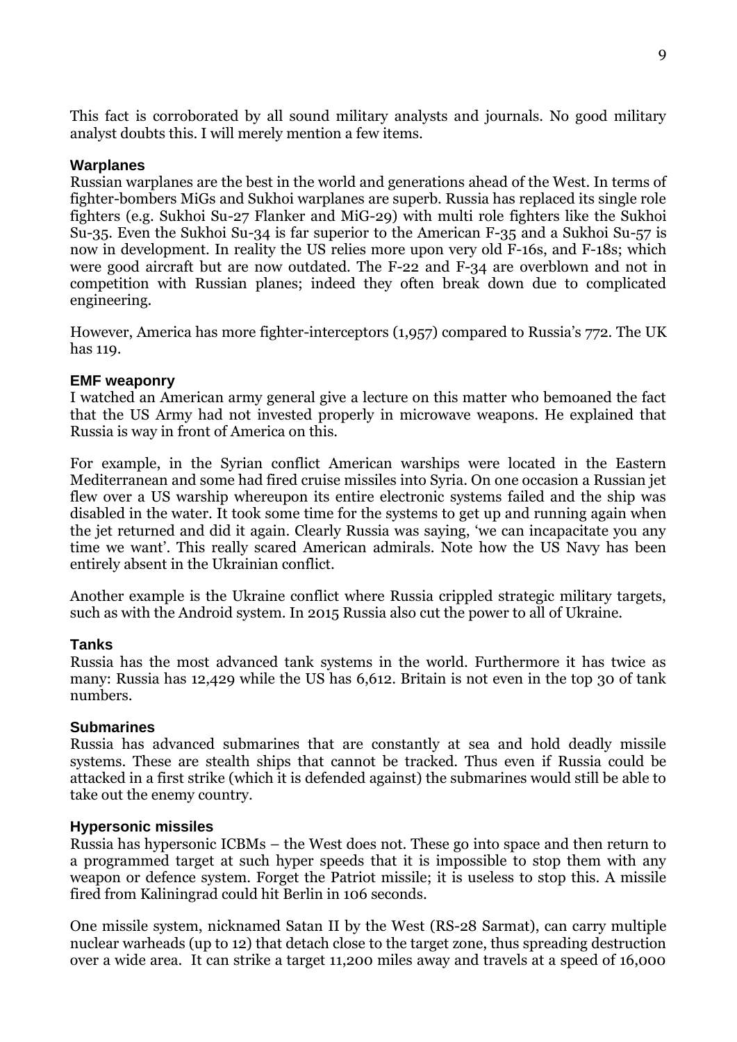This fact is corroborated by all sound military analysts and journals. No good military analyst doubts this. I will merely mention a few items.

### Warplanes

Russian warplanes are the best in the world and generations ahead of the West. In terms of fighter-bombers MiGs and Sukhoi warplanes are superb. Russia has replaced its single role fighters (e.g. Sukhoi Su-27 Flanker and MiG-29) with multi role fighters like the Sukhoi Su-35. Even the Sukhoi Su-34 is far superior to the American F-35 and a Sukhoi Su-57 is now in development. In reality the US relies more upon very old F-16s, and F-18s; which were good aircraft but are now outdated. The F-22 and F-34 are overblown and not in competition with Russian planes; indeed they often break down due to complicated engineering.

However, America has more fighter-interceptors (1,957) compared to Russia's 772. The UK has 119.

### EMF weaponry

I watched an American army general give a lecture on this matter who bemoaned the fact that the US Army had not invested properly in microwave weapons. He explained that Russia is way in front of America on this.

For example, in the Syrian conflict American warships were located in the Eastern Mediterranean and some had fired cruise missiles into Syria. On one occasion a Russian jet flew over a US warship whereupon its entire electronic systems failed and the ship was disabled in the water. It took some time for the systems to get up and running again when the jet returned and did it again. Clearly Russia was saying, 'we can incapacitate you any time we want'. This really scared American admirals. Note how the US Navy has been entirely absent in the Ukrainian conflict.

Another example is the Ukraine conflict where Russia crippled strategic military targets, such as with the Android system. In 2015 Russia also cut the power to all of Ukraine.

### Tanks

Russia has the most advanced tank systems in the world. Furthermore it has twice as many: Russia has 12,429 while the US has 6,612. Britain is not even in the top 30 of tank numbers.

### Submarines

Russia has advanced submarines that are constantly at sea and hold deadly missile systems. These are stealth ships that cannot be tracked. Thus even if Russia could be attacked in a first strike (which it is defended against) the submarines would still be able to take out the enemy country.

### Hypersonic missiles

Russia has hypersonic ICBMs – the West does not. These go into space and then return to a programmed target at such hyper speeds that it is impossible to stop them with any weapon or defence system. Forget the Patriot missile; it is useless to stop this. A missile fired from Kaliningrad could hit Berlin in 106 seconds.

One missile system, nicknamed Satan II by the West (RS-28 Sarmat), can carry multiple nuclear warheads (up to 12) that detach close to the target zone, thus spreading destruction over a wide area. It can strike a target 11,200 miles away and travels at a speed of 16,000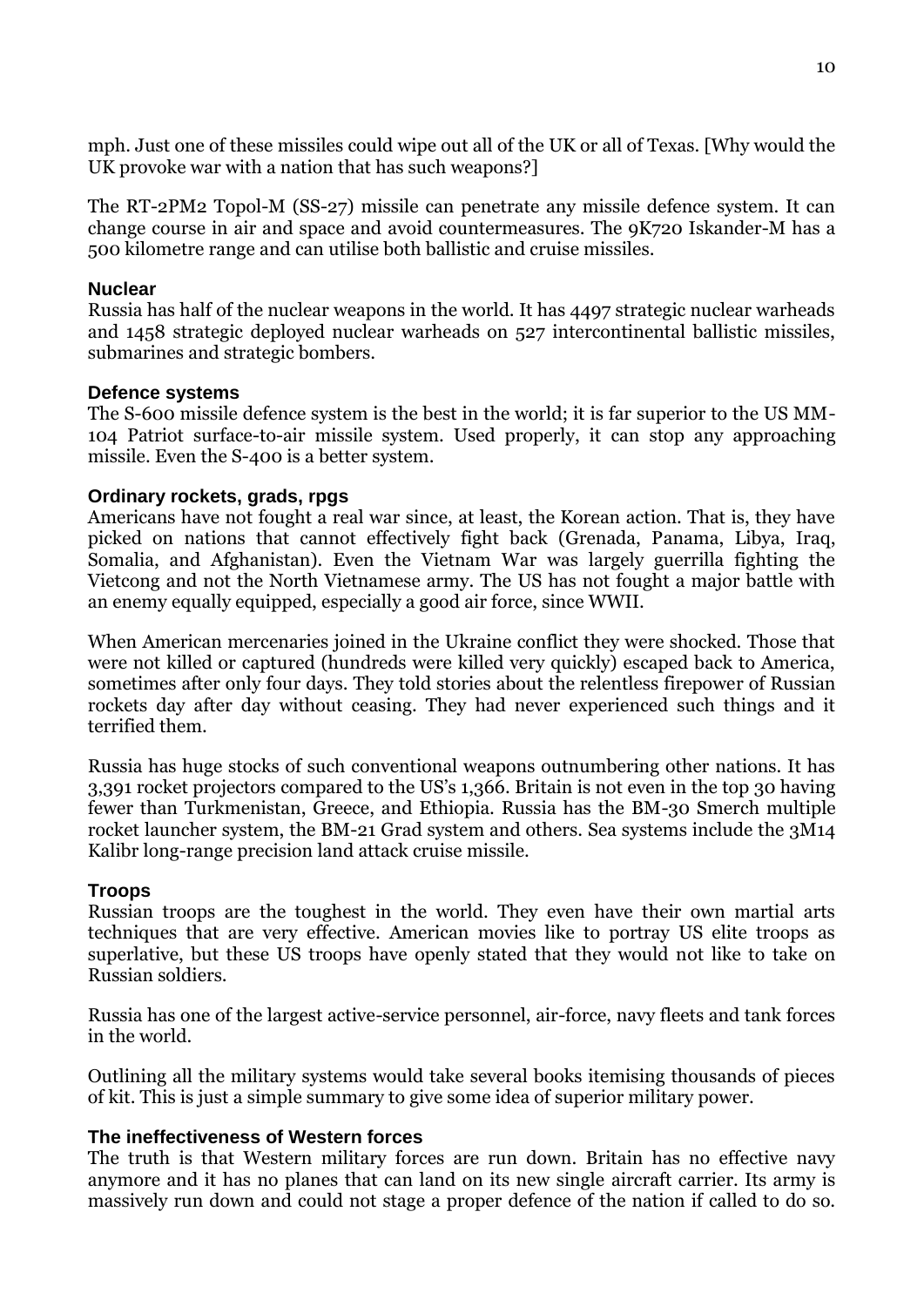mph. Just one of these missiles could wipe out all of the UK or all of Texas. [Why would the UK provoke war with a nation that has such weapons?]

The RT-2PM2 Topol-M (SS-27) missile can penetrate any missile defence system. It can change course in air and space and avoid countermeasures. The 9K720 Iskander-M has a 500 kilometre range and can utilise both ballistic and cruise missiles.

### Nuclear

Russia has half of the nuclear weapons in the world. It has 4497 strategic nuclear warheads and 1458 strategic deployed nuclear warheads on 527 intercontinental ballistic missiles, submarines and strategic bombers.

### Defence systems

The S-600 missile defence system is the best in the world; it is far superior to the US MM-104 Patriot surface-to-air missile system. Used properly, it can stop any approaching missile. Even the S-400 is a better system.

### Ordinary rockets, grads, rpgs

Americans have not fought a real war since, at least, the Korean action. That is, they have picked on nations that cannot effectively fight back (Grenada, Panama, Libya, Iraq, Somalia, and Afghanistan). Even the Vietnam War was largely guerrilla fighting the Vietcong and not the North Vietnamese army. The US has not fought a major battle with an enemy equally equipped, especially a good air force, since WWII.

When American mercenaries joined in the Ukraine conflict they were shocked. Those that were not killed or captured (hundreds were killed very quickly) escaped back to America, sometimes after only four days. They told stories about the relentless firepower of Russian rockets day after day without ceasing. They had never experienced such things and it terrified them.

Russia has huge stocks of such conventional weapons outnumbering other nations. It has 3,391 rocket projectors compared to the US's 1,366. Britain is not even in the top 30 having fewer than Turkmenistan, Greece, and Ethiopia. Russia has the BM-30 Smerch multiple rocket launcher system, the BM-21 Grad system and others. Sea systems include the 3M14 Kalibr long-range precision land attack cruise missile.

### Troops

Russian troops are the toughest in the world. They even have their own martial arts techniques that are very effective. American movies like to portray US elite troops as superlative, but these US troops have openly stated that they would not like to take on Russian soldiers.

Russia has one of the largest active-service personnel, air-force, navy fleets and tank forces in the world.

Outlining all the military systems would take several books itemising thousands of pieces of kit. This is just a simple summary to give some idea of superior military power.

### The ineffectiveness of Western forces

The truth is that Western military forces are run down. Britain has no effective navy anymore and it has no planes that can land on its new single aircraft carrier. Its army is massively run down and could not stage a proper defence of the nation if called to do so.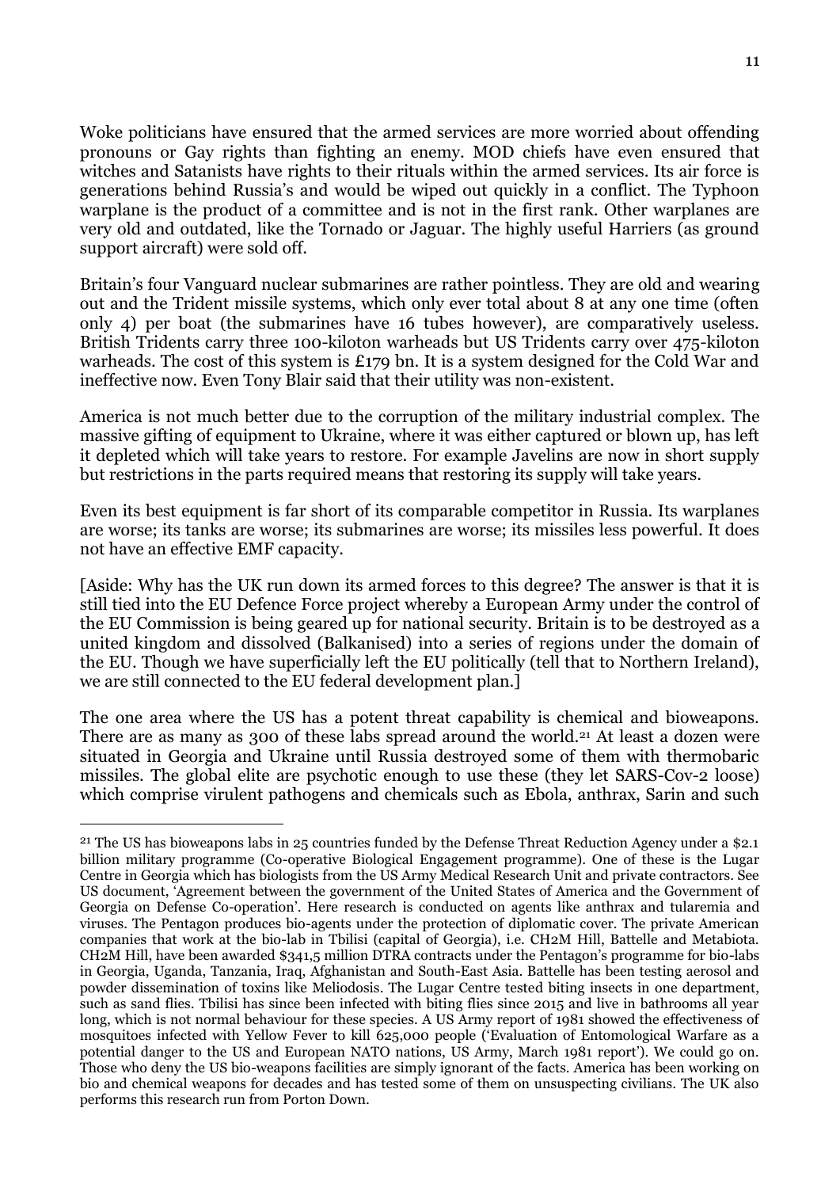Woke politicians have ensured that the armed services are more worried about offending pronouns or Gay rights than fighting an enemy. MOD chiefs have even ensured that witches and Satanists have rights to their rituals within the armed services. Its air force is generations behind Russia's and would be wiped out quickly in a conflict. The Typhoon warplane is the product of a committee and is not in the first rank. Other warplanes are very old and outdated, like the Tornado or Jaguar. The highly useful Harriers (as ground support aircraft) were sold off.

Britain's four Vanguard nuclear submarines are rather pointless. They are old and wearing out and the Trident missile systems, which only ever total about 8 at any one time (often only 4) per boat (the submarines have 16 tubes however), are comparatively useless. British Tridents carry three 100-kiloton warheads but US Tridents carry over 475-kiloton warheads. The cost of this system is £179 bn. It is a system designed for the Cold War and ineffective now. Even Tony Blair said that their utility was non-existent.

America is not much better due to the corruption of the military industrial complex. The massive gifting of equipment to Ukraine, where it was either captured or blown up, has left it depleted which will take years to restore. For example Javelins are now in short supply but restrictions in the parts required means that restoring its supply will take years.

Even its best equipment is far short of its comparable competitor in Russia. Its warplanes are worse; its tanks are worse; its submarines are worse; its missiles less powerful. It does not have an effective EMF capacity.

[Aside: Why has the UK run down its armed forces to this degree? The answer is that it is still tied into the EU Defence Force project whereby a European Army under the control of the EU Commission is being geared up for national security. Britain is to be destroyed as a united kingdom and dissolved (Balkanised) into a series of regions under the domain of the EU. Though we have superficially left the EU politically (tell that to Northern Ireland), we are still connected to the EU federal development plan.]

The one area where the US has a potent threat capability is chemical and bioweapons. There are as many as 300 of these labs spread around the world.[21] At least a dozen were situated in Georgia and Ukraine until Russia destroyed some of them with thermobaric missiles. The global elite are psychotic enough to use these (they let SARS-Cov-2 loose) which comprise virulent pathogens and chemicals such as Ebola, anthrax, Sarin and such

---

[21] The US has bioweapons labs in 25 countries funded by the Defense Threat Reduction Agency under a $2.1 billion military programme (Co-operative Biological Engagement programme). One of these is the Lugar Centre in Georgia which has biologists from the US Army Medical Research Unit and private contractors. See US document, 'Agreement between the government of the United States of America and the Government of Georgia on Defense Co-operation'. Here research is conducted on agents like anthrax and tularemia and viruses. The Pentagon produces bio-agents under the protection of diplomatic cover. The private American companies that work at the bio-lab in Tbilisi (capital of Georgia), i.e. CH2M Hill, Battelle and Metabiota. CH2M Hill, have been awarded $341,5 million DTRA contracts under the Pentagon's programme for bio-labs in Georgia, Uganda, Tanzania, Iraq, Afghanistan and South-East Asia. Battelle has been testing aerosol and powder dissemination of toxins like Meliodosis. The Lugar Centre tested biting insects in one department, such as sand flies. Tbilisi has since been infected with biting flies since 2015 and live in bathrooms all year long, which is not normal behaviour for these species. A US Army report of 1981 showed the effectiveness of mosquitoes infected with Yellow Fever to kill 625,000 people ('Evaluation of Entomological Warfare as a potential danger to the US and European NATO nations, US Army, March 1981 report'). We could go on. Those who deny the US bio-weapons facilities are simply ignorant of the facts. America has been working on bio and chemical weapons for decades and has tested some of them on unsuspecting civilians. The UK also performs this research run from Porton Down.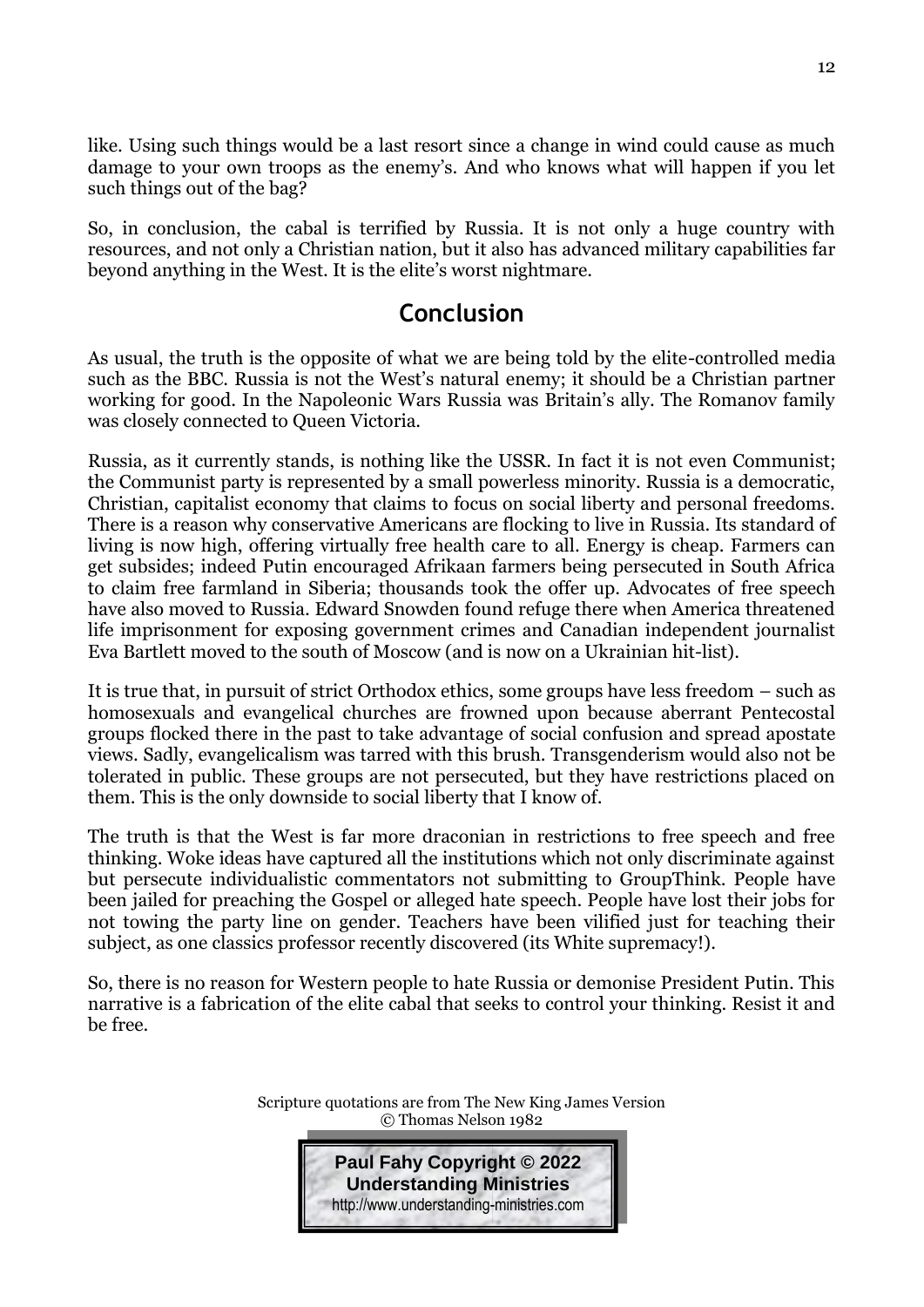like. Using such things would be a last resort since a change in wind could cause as much damage to your own troops as the enemy's. And who knows what will happen if you let such things out of the bag?

So, in conclusion, the cabal is terrified by Russia. It is not only a huge country with resources, and not only a Christian nation, but it also has advanced military capabilities far beyond anything in the West. It is the elite's worst nightmare.

## Conclusion

As usual, the truth is the opposite of what we are being told by the elite-controlled media such as the BBC. Russia is not the West's natural enemy; it should be a Christian partner working for good. In the Napoleonic Wars Russia was Britain's ally. The Romanov family was closely connected to Queen Victoria.

Russia, as it currently stands, is nothing like the USSR. In fact it is not even Communist; the Communist party is represented by a small powerless minority. Russia is a democratic, Christian, capitalist economy that claims to focus on social liberty and personal freedoms. There is a reason why conservative Americans are flocking to live in Russia. Its standard of living is now high, offering virtually free health care to all. Energy is cheap. Farmers can get subsides; indeed Putin encouraged Afrikaan farmers being persecuted in South Africa to claim free farmland in Siberia; thousands took the offer up. Advocates of free speech have also moved to Russia. Edward Snowden found refuge there when America threatened life imprisonment for exposing government crimes and Canadian independent journalist Eva Bartlett moved to the south of Moscow (and is now on a Ukrainian hit-list).

It is true that, in pursuit of strict Orthodox ethics, some groups have less freedom – such as homosexuals and evangelical churches are frowned upon because aberrant Pentecostal groups flocked there in the past to take advantage of social confusion and spread apostate views. Sadly, evangelicalism was tarred with this brush. Transgenderism would also not be tolerated in public. These groups are not persecuted, but they have restrictions placed on them. This is the only downside to social liberty that I know of.

The truth is that the West is far more draconian in restrictions to free speech and free thinking. Woke ideas have captured all the institutions which not only discriminate against but persecute individualistic commentators not submitting to GroupThink. People have been jailed for preaching the Gospel or alleged hate speech. People have lost their jobs for not towing the party line on gender. Teachers have been vilified just for teaching their subject, as one classics professor recently discovered (its White supremacy!).

So, there is no reason for Western people to hate Russia or demonise President Putin. This narrative is a fabrication of the elite cabal that seeks to control your thinking. Resist it and be free.

Scripture quotations are from The New King James Version
© Thomas Nelson 1982

**Paul Fahy Copyright © 2022**
**Understanding Ministries**
http://www.understanding-ministries.com